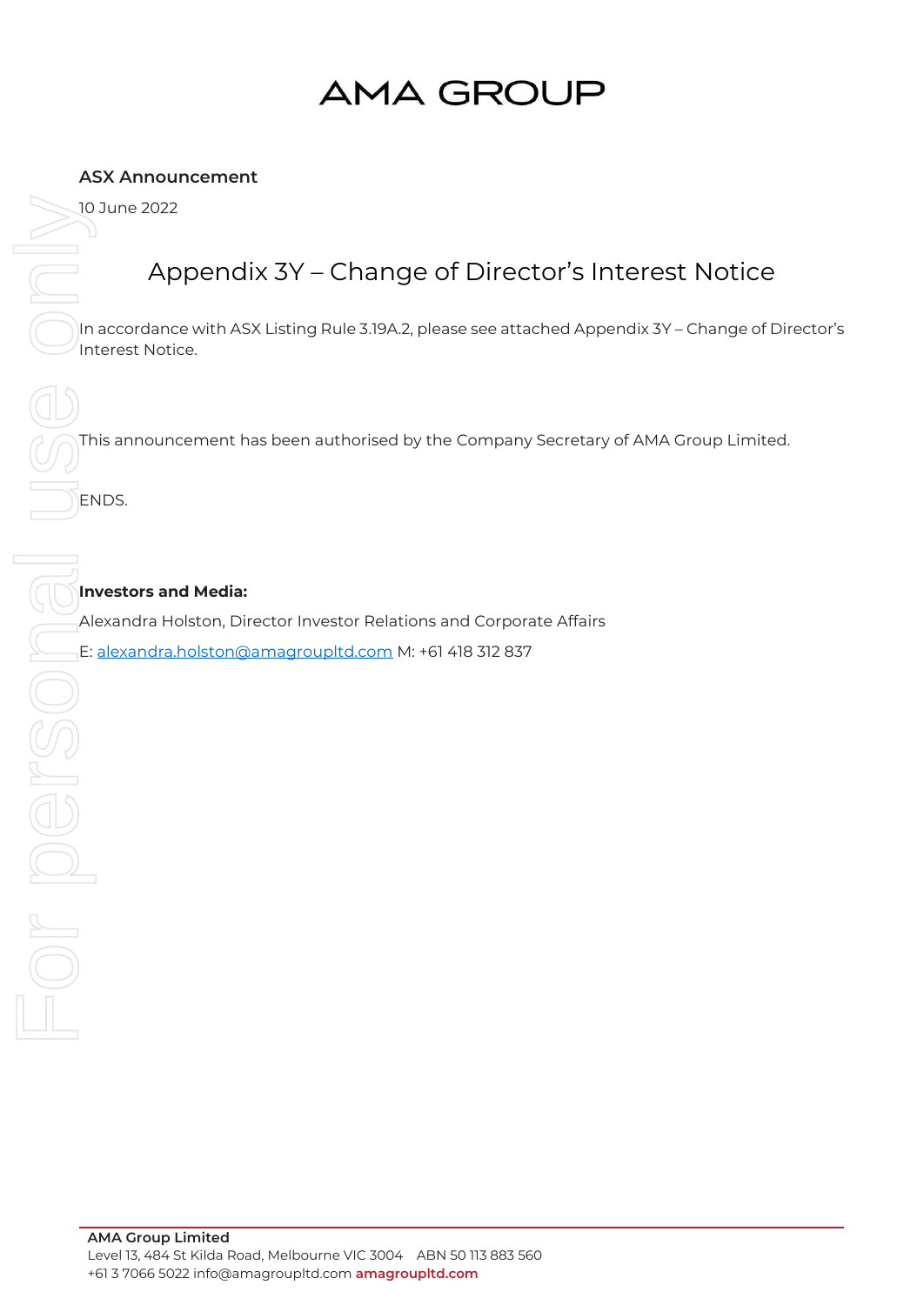# AMA GROUP

**ASX Announcement**

10 June 2022

## Appendix 3Y – Change of Director's Interest Notice

In accordance with ASX Listing Rule 3.19A.2, please see attached Appendix 3Y – Change of Director's Interest Notice.

This announcement has been authorised by the Company Secretary of AMA Group Limited.

ENDS.

**Investors and Media:**

Alexandra Holston, Director Investor Relations and Corporate Affairs

E: alexandra.holston@amagroupltd.com M: +61 418 312 837

**AMA Group Limited**
Level 13, 484 St Kilda Road, Melbourne VIC 3004 ABN 50 113 883 560
+61 3 7066 5022 info@amagroupltd.com **amagroupltd.com**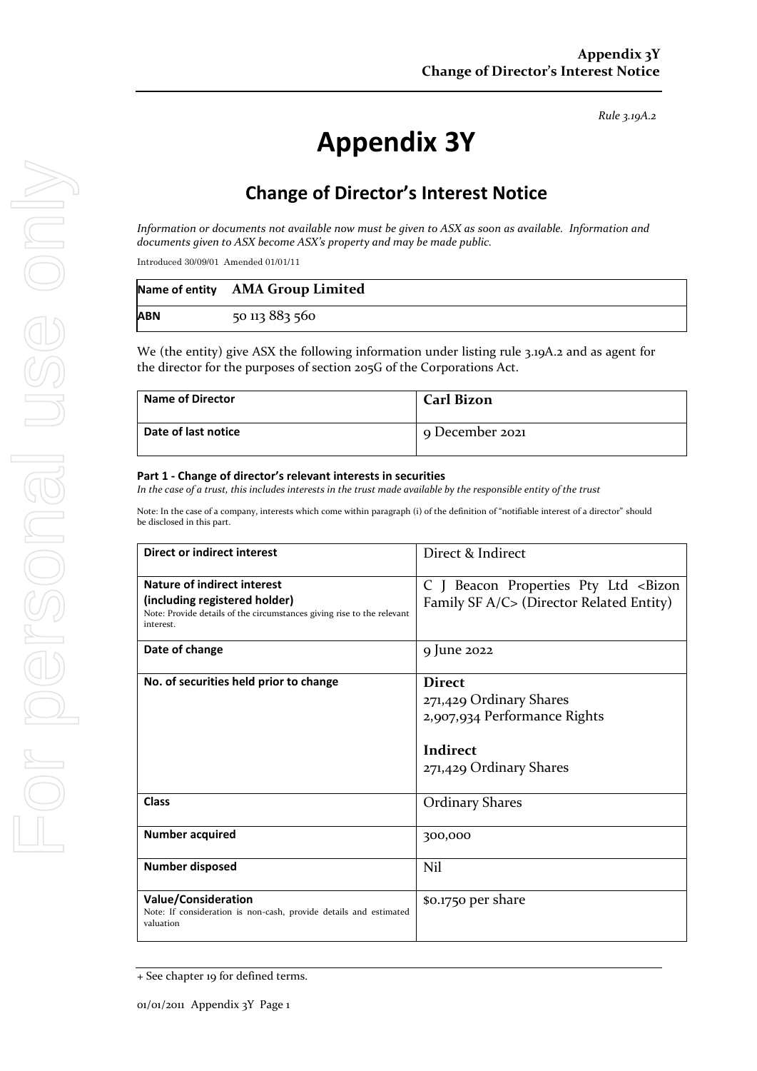*Rule 3.19A.2*

# Appendix 3Y

## Change of Director's Interest Notice

*Information or documents not available now must be given to ASX as soon as available. Information and documents given to ASX become ASX's property and may be made public.*

Introduced 30/09/01 Amended 01/01/11

| Name of entity | AMA Group Limited |
|---|---|
| ABN | 50 113 883 560 |

We (the entity) give ASX the following information under listing rule 3.19A.2 and as agent for the director for the purposes of section 205G of the Corporations Act.

| Name of Director | Carl Bizon |
|---|---|
| Date of last notice | 9 December 2021 |

#### Part 1 - Change of director's relevant interests in securities

*In the case of a trust, this includes interests in the trust made available by the responsible entity of the trust*

Note: In the case of a company, interests which come within paragraph (i) of the definition of "notifiable interest of a director" should be disclosed in this part.

| Direct or indirect interest | Direct & Indirect |
|---|---|
| **Nature of indirect interest (including registered holder)**<br>Note: Provide details of the circumstances giving rise to the relevant interest. | C J Beacon Properties Pty Ltd <Bizon Family SF A/C> (Director Related Entity) |
| **Date of change** | 9 June 2022 |
| **No. of securities held prior to change** | **Direct**<br>271,429 Ordinary Shares<br>2,907,934 Performance Rights<br><br>**Indirect**<br>271,429 Ordinary Shares |
| **Class** | Ordinary Shares |
| **Number acquired** | 300,000 |
| **Number disposed** | Nil |
| **Value/Consideration**<br>Note: If consideration is non-cash, provide details and estimated valuation | \$0.1750 per share |

+ See chapter 19 for defined terms.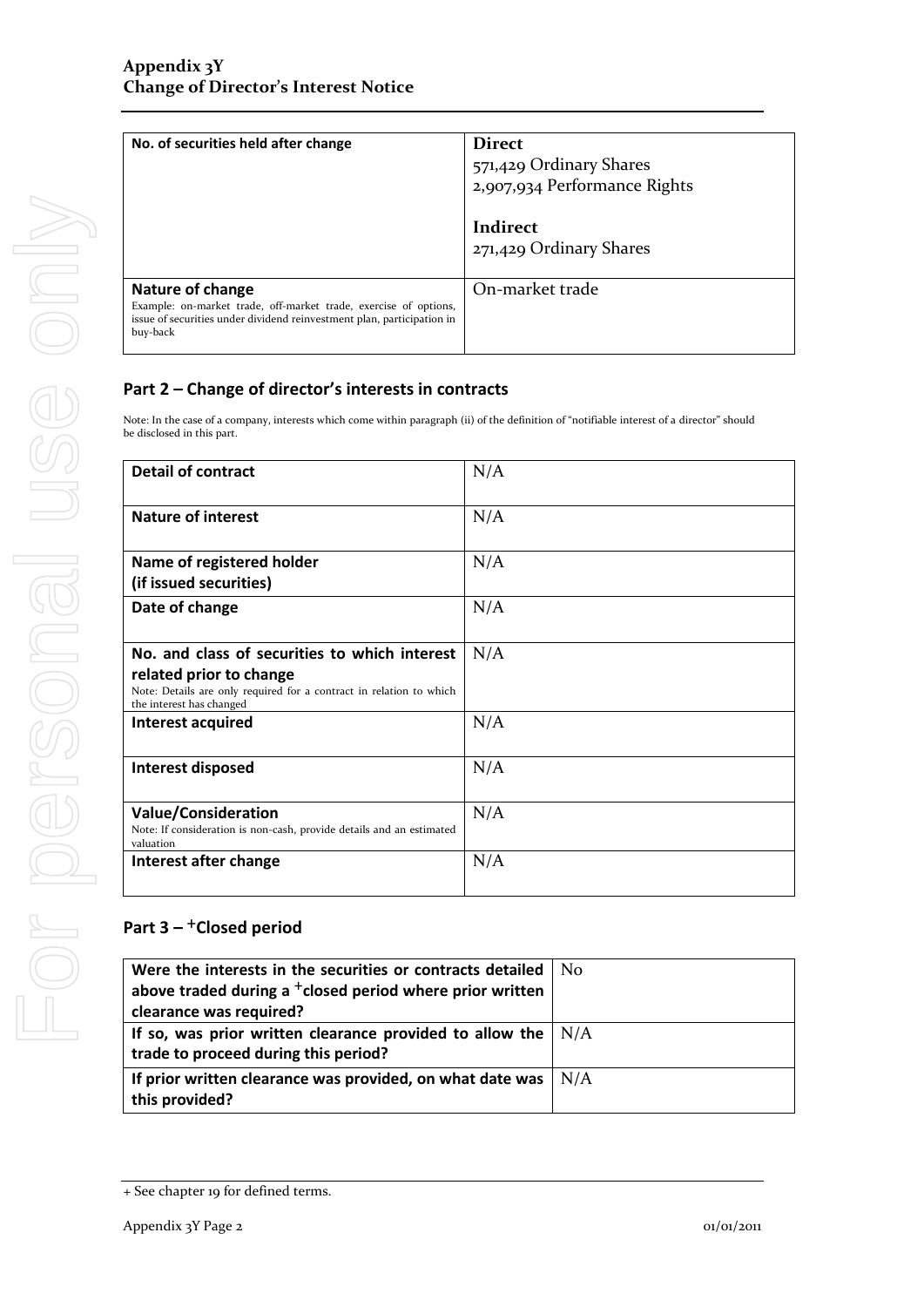| | |
|---|---|
| **No. of securities held after change** | **Direct**<br>571,429 Ordinary Shares<br>2,907,934 Performance Rights<br><br>**Indirect**<br>271,429 Ordinary Shares |
| **Nature of change**<br>Example: on-market trade, off-market trade, exercise of options, issue of securities under dividend reinvestment plan, participation in buy-back | On-market trade |

## Part 2 – Change of director's interests in contracts

Note: In the case of a company, interests which come within paragraph (ii) of the definition of "notifiable interest of a director" should be disclosed in this part.

| | |
|---|---|
| **Detail of contract** | N/A |
| **Nature of interest** | N/A |
| **Name of registered holder (if issued securities)** | N/A |
| **Date of change** | N/A |
| **No. and class of securities to which interest related prior to change**<br>Note: Details are only required for a contract in relation to which the interest has changed | N/A |
| **Interest acquired** | N/A |
| **Interest disposed** | N/A |
| **Value/Consideration**<br>Note: If consideration is non-cash, provide details and an estimated valuation | N/A |
| **Interest after change** | N/A |

## Part 3 – +Closed period

| | |
|---|---|
| **Were the interests in the securities or contracts detailed above traded during a +closed period where prior written clearance was required?** | No |
| **If so, was prior written clearance provided to allow the trade to proceed during this period?** | N/A |
| **If prior written clearance was provided, on what date was this provided?** | N/A |

+ See chapter 19 for defined terms.